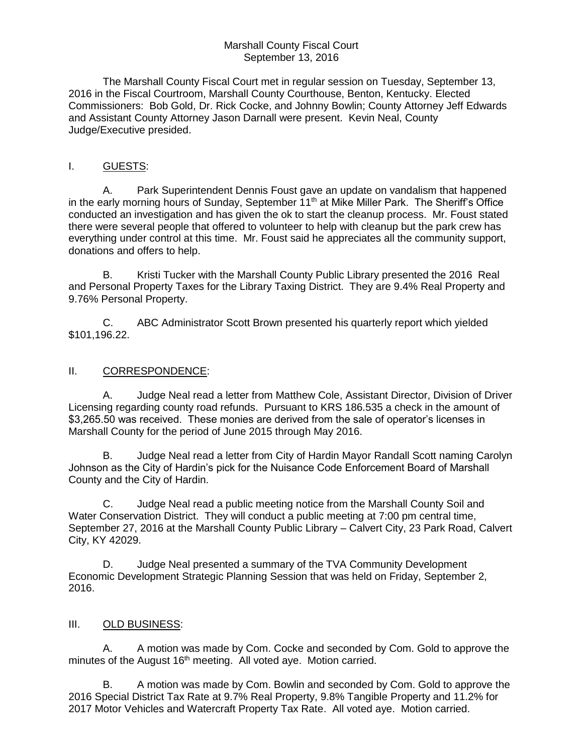# Marshall County Fiscal Court
September 13, 2016

The Marshall County Fiscal Court met in regular session on Tuesday, September 13, 2016 in the Fiscal Courtroom, Marshall County Courthouse, Benton, Kentucky. Elected Commissioners: Bob Gold, Dr. Rick Cocke, and Johnny Bowlin; County Attorney Jeff Edwards and Assistant County Attorney Jason Darnall were present. Kevin Neal, County Judge/Executive presided.

## I. GUESTS:

A. Park Superintendent Dennis Foust gave an update on vandalism that happened in the early morning hours of Sunday, September 11th at Mike Miller Park. The Sheriff's Office conducted an investigation and has given the ok to start the cleanup process. Mr. Foust stated there were several people that offered to volunteer to help with cleanup but the park crew has everything under control at this time. Mr. Foust said he appreciates all the community support, donations and offers to help.

B. Kristi Tucker with the Marshall County Public Library presented the 2016 Real and Personal Property Taxes for the Library Taxing District. They are 9.4% Real Property and 9.76% Personal Property.

C. ABC Administrator Scott Brown presented his quarterly report which yielded $101,196.22.

## II. CORRESPONDENCE:

A. Judge Neal read a letter from Matthew Cole, Assistant Director, Division of Driver Licensing regarding county road refunds. Pursuant to KRS 186.535 a check in the amount of $3,265.50 was received. These monies are derived from the sale of operator's licenses in Marshall County for the period of June 2015 through May 2016.

B. Judge Neal read a letter from City of Hardin Mayor Randall Scott naming Carolyn Johnson as the City of Hardin's pick for the Nuisance Code Enforcement Board of Marshall County and the City of Hardin.

C. Judge Neal read a public meeting notice from the Marshall County Soil and Water Conservation District. They will conduct a public meeting at 7:00 pm central time, September 27, 2016 at the Marshall County Public Library – Calvert City, 23 Park Road, Calvert City, KY 42029.

D. Judge Neal presented a summary of the TVA Community Development Economic Development Strategic Planning Session that was held on Friday, September 2, 2016.

## III. OLD BUSINESS:

A. A motion was made by Com. Cocke and seconded by Com. Gold to approve the minutes of the August 16th meeting. All voted aye. Motion carried.

B. A motion was made by Com. Bowlin and seconded by Com. Gold to approve the 2016 Special District Tax Rate at 9.7% Real Property, 9.8% Tangible Property and 11.2% for 2017 Motor Vehicles and Watercraft Property Tax Rate. All voted aye. Motion carried.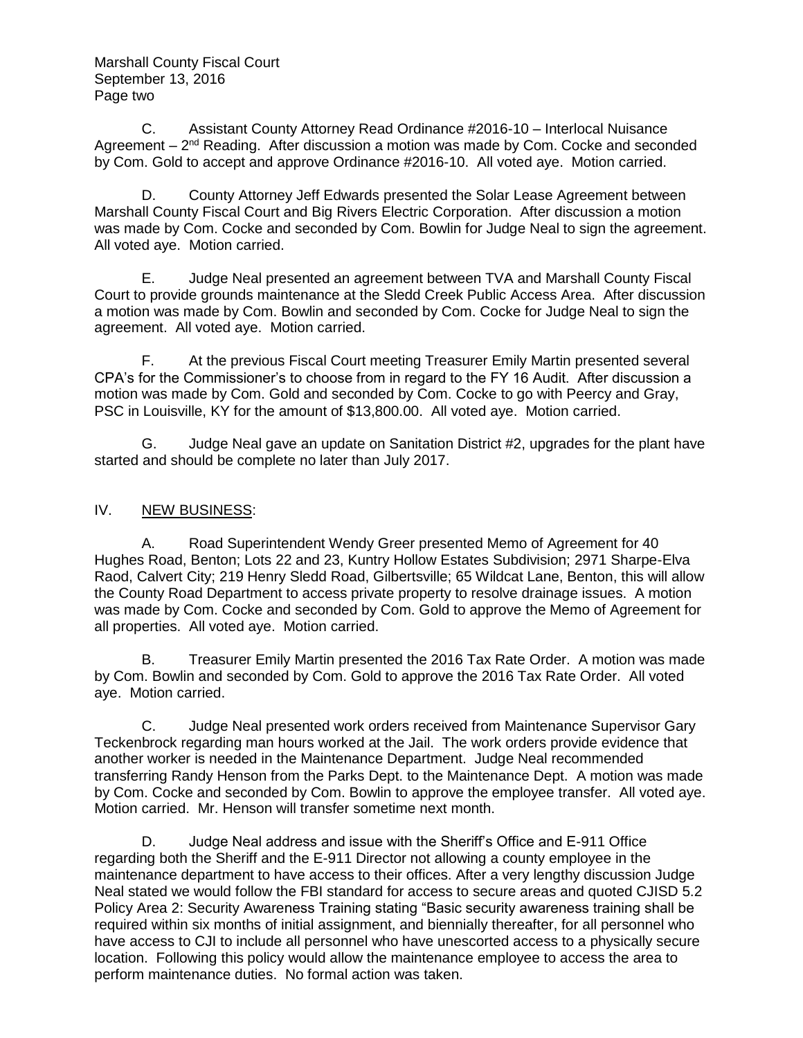C. Assistant County Attorney Read Ordinance #2016-10 – Interlocal Nuisance Agreement – 2nd Reading. After discussion a motion was made by Com. Cocke and seconded by Com. Gold to accept and approve Ordinance #2016-10. All voted aye. Motion carried.

D. County Attorney Jeff Edwards presented the Solar Lease Agreement between Marshall County Fiscal Court and Big Rivers Electric Corporation. After discussion a motion was made by Com. Cocke and seconded by Com. Bowlin for Judge Neal to sign the agreement. All voted aye. Motion carried.

E. Judge Neal presented an agreement between TVA and Marshall County Fiscal Court to provide grounds maintenance at the Sledd Creek Public Access Area. After discussion a motion was made by Com. Bowlin and seconded by Com. Cocke for Judge Neal to sign the agreement. All voted aye. Motion carried.

F. At the previous Fiscal Court meeting Treasurer Emily Martin presented several CPA's for the Commissioner's to choose from in regard to the FY 16 Audit. After discussion a motion was made by Com. Gold and seconded by Com. Cocke to go with Peercy and Gray, PSC in Louisville, KY for the amount of $13,800.00. All voted aye. Motion carried.

G. Judge Neal gave an update on Sanitation District #2, upgrades for the plant have started and should be complete no later than July 2017.

## IV. NEW BUSINESS:

A. Road Superintendent Wendy Greer presented Memo of Agreement for 40 Hughes Road, Benton; Lots 22 and 23, Kuntry Hollow Estates Subdivision; 2971 Sharpe-Elva Raod, Calvert City; 219 Henry Sledd Road, Gilbertsville; 65 Wildcat Lane, Benton, this will allow the County Road Department to access private property to resolve drainage issues. A motion was made by Com. Cocke and seconded by Com. Gold to approve the Memo of Agreement for all properties. All voted aye. Motion carried.

B. Treasurer Emily Martin presented the 2016 Tax Rate Order. A motion was made by Com. Bowlin and seconded by Com. Gold to approve the 2016 Tax Rate Order. All voted aye. Motion carried.

C. Judge Neal presented work orders received from Maintenance Supervisor Gary Teckenbrock regarding man hours worked at the Jail. The work orders provide evidence that another worker is needed in the Maintenance Department. Judge Neal recommended transferring Randy Henson from the Parks Dept. to the Maintenance Dept. A motion was made by Com. Cocke and seconded by Com. Bowlin to approve the employee transfer. All voted aye. Motion carried. Mr. Henson will transfer sometime next month.

D. Judge Neal address and issue with the Sheriff's Office and E-911 Office regarding both the Sheriff and the E-911 Director not allowing a county employee in the maintenance department to have access to their offices. After a very lengthy discussion Judge Neal stated we would follow the FBI standard for access to secure areas and quoted CJISD 5.2 Policy Area 2: Security Awareness Training stating "Basic security awareness training shall be required within six months of initial assignment, and biennially thereafter, for all personnel who have access to CJI to include all personnel who have unescorted access to a physically secure location. Following this policy would allow the maintenance employee to access the area to perform maintenance duties. No formal action was taken.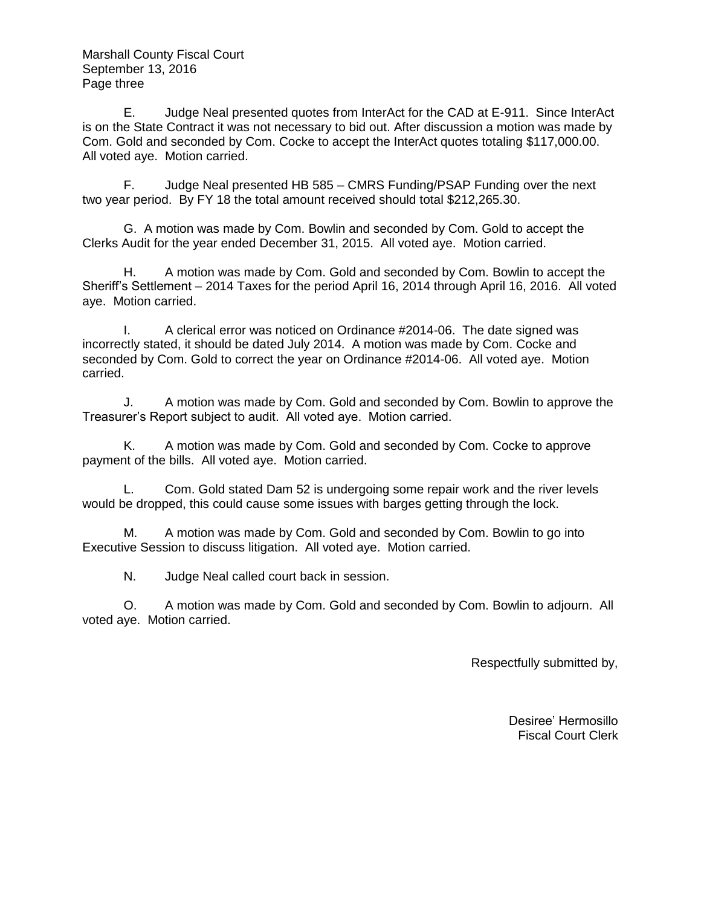E. Judge Neal presented quotes from InterAct for the CAD at E-911. Since InterAct is on the State Contract it was not necessary to bid out. After discussion a motion was made by Com. Gold and seconded by Com. Cocke to accept the InterAct quotes totaling $117,000.00. All voted aye. Motion carried.

F. Judge Neal presented HB 585 – CMRS Funding/PSAP Funding over the next two year period. By FY 18 the total amount received should total $212,265.30.

G. A motion was made by Com. Bowlin and seconded by Com. Gold to accept the Clerks Audit for the year ended December 31, 2015. All voted aye. Motion carried.

H. A motion was made by Com. Gold and seconded by Com. Bowlin to accept the Sheriff's Settlement – 2014 Taxes for the period April 16, 2014 through April 16, 2016. All voted aye. Motion carried.

I. A clerical error was noticed on Ordinance #2014-06. The date signed was incorrectly stated, it should be dated July 2014. A motion was made by Com. Cocke and seconded by Com. Gold to correct the year on Ordinance #2014-06. All voted aye. Motion carried.

J. A motion was made by Com. Gold and seconded by Com. Bowlin to approve the Treasurer's Report subject to audit. All voted aye. Motion carried.

K. A motion was made by Com. Gold and seconded by Com. Cocke to approve payment of the bills. All voted aye. Motion carried.

L. Com. Gold stated Dam 52 is undergoing some repair work and the river levels would be dropped, this could cause some issues with barges getting through the lock.

M. A motion was made by Com. Gold and seconded by Com. Bowlin to go into Executive Session to discuss litigation. All voted aye. Motion carried.

N. Judge Neal called court back in session.

O. A motion was made by Com. Gold and seconded by Com. Bowlin to adjourn. All voted aye. Motion carried.

Respectfully submitted by,

Desiree' Hermosillo
Fiscal Court Clerk